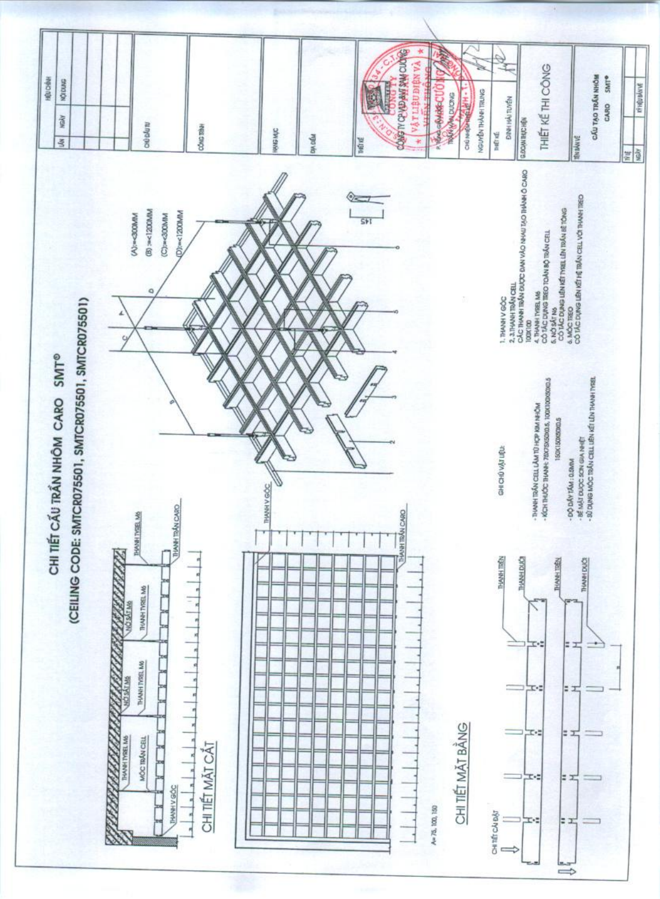# CHI TIẾT CẤU TRẦN NHÔM CARO SMT®

## (CEILING CODE: SMTCR075501, SMTCR075501, SMTCR075501)

THANH TYREL M6

MÓC TRẦN CELL

NỞ SẮT M6

THANH TYREL M6

THANH TYREL M6

NỞ SẮT M6

THANH TYREL M6

THANH TRẦN CARO

THANH V GÓC

### CHI TIẾT MẶT CẮT

THANH V GÓC

THANH TRẦN CARO

A= 75, 100, 150

### CHI TIẾT MẶT BẰNG

CHI TIẾT CÀI ĐẶT

THANH TRÊN

THANH DƯỚI

THANH TRÊN

THANH DƯỚI

(A):=<300MM

(B):=<1200MM

(C):=<300MM

(D):=<1200MM

145

GHI CHÚ VẬT LIỆU:

- THANH TRẦN CELL LÀM TỪ HỢP KIM NHÔM
- KÍCH THƯỚC THANH: 75X75X50X0.5, 100X100X50X0.5, 150X150X50X0.5
- ĐỘ DẦY TẤM : 0.5MM
- BỀ MẶT ĐƯỢC SƠN GIA NHIỆT
- SỬ DỤNG MÓC TRẦN CELL LIÊN KẾT LÊN THANH TYREL

1. THANH V GÓC
2, 3. THANH TRẦN CELL
   CÁC THANH TRẦN ĐƯỢC ĐAN VÀO NHAU TẠO THÀNH Ô CARO 100X100
4. THANH TYREL M6
   CÓ TÁC DỤNG TREO TOÀN BỘ TRẦN CELL
5. NỞ SẮT M6
   CÓ TÁC DỤNG LIÊN KẾT TYREL LÊN TRẦN BÊ TÔNG
6. MÓC TREO
   CÓ TÁC DỤNG LIÊN KẾT HỆ TRẦN CELL VỚI THANH TREO

| HIỆU CHỈNH | | |
|---|---|---|
| LẦN | NGÀY | NỘI DUNG |
| | | |
| | | |
| | | |

CHỦ ĐẦU TƯ

CÔNG TRÌNH

HẠNG MỤC

ĐỊA ĐIỂM

THIẾT KẾ

CÔNG TY CP VẬT LIỆU ĐIỆN VÀ VIỄN THÔNG SAM CƯỜNG

P. TỔNG GIÁM ĐỐC: TRẦN VĂN DƯƠNG

CHỦ NHIỆM THIẾT KẾ: NGUYỄN THÀNH TRUNG

THIẾT KẾ: ĐINH HẢI TUYẾN

GIAI ĐOẠN THỰC HIỆN

THIẾT KẾ THI CÔNG

TÊN BẢN VẼ

CẤU TẠO TRẦN NHÔM CARO SMT®

TỶ LỆ

NGÀY

KÝ HIỆU BẢN VẼ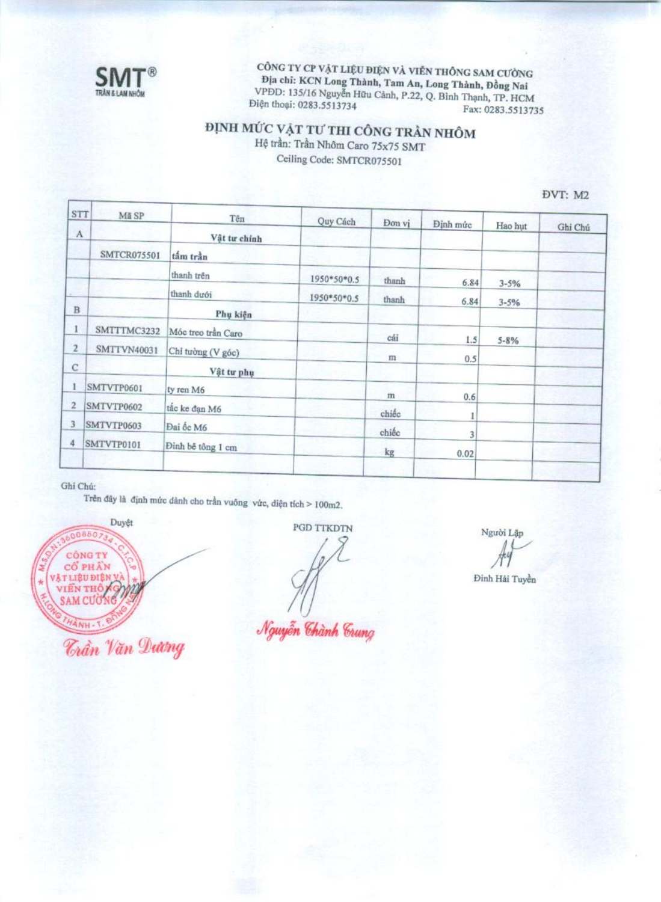**SMT®**
TRẦN & LAM NHÔM

**CÔNG TY CP VẬT LIỆU ĐIỆN VÀ VIỄN THÔNG SAM CƯỜNG**
**Địa chỉ: KCN Long Thành, Tam An, Long Thành, Đồng Nai**
VPĐD: 135/16 Nguyễn Hữu Cảnh, P.22, Q. Bình Thạnh, TP. HCM
Điện thoại: 0283.5513734 Fax: 0283.5513735

# ĐỊNH MỨC VẬT TƯ THI CÔNG TRẦN NHÔM

Hệ trần: Trần Nhôm Caro 75x75 SMT
Ceiling Code: SMTCR075501

ĐVT: M2

| STT | Mã SP | Tên | Quy Cách | Đơn vị | Định mức | Hao hụt | Ghi Chú |
|---|---|---|---|---|---|---|---|
| A | | **Vật tư chính** | | | | | |
| | SMTCR075501 | **tấm trần** | | | | | |
| | | thanh trên | 1950*50*0.5 | thanh | 6.84 | 3-5% | |
| | | thanh dưới | 1950*50*0.5 | thanh | 6.84 | 3-5% | |
| B | | **Phụ kiện** | | | | | |
| 1 | SMTTTMC3232 | Móc treo trần Caro | | cái | 1.5 | 5-8% | |
| 2 | SMTTVN40031 | Chỉ tường (V góc) | | m | 0.5 | | |
| C | | **Vật tư phụ** | | | | | |
| 1 | SMTVTP0601 | ty ren M6 | | m | 0.6 | | |
| 2 | SMTVTP0602 | tắc ke đạn M6 | | chiếc | 1 | | |
| 3 | SMTVTP0603 | Đai ốc M6 | | chiếc | 3 | | |
| 4 | SMTVTP0101 | Đinh bê tông 1 cm | | kg | 0.02 | | |
| | | | | | | | |

Ghi Chú:
Trên đây là định mức dành cho trần vuông vức, diện tích > 100m2.

| Duyệt | PGD TTKDTN | Người Lập |
|---|---|---|
| *Trần Văn Dương* | *Nguyễn Thành Trung* | Đinh Hải Tuyền |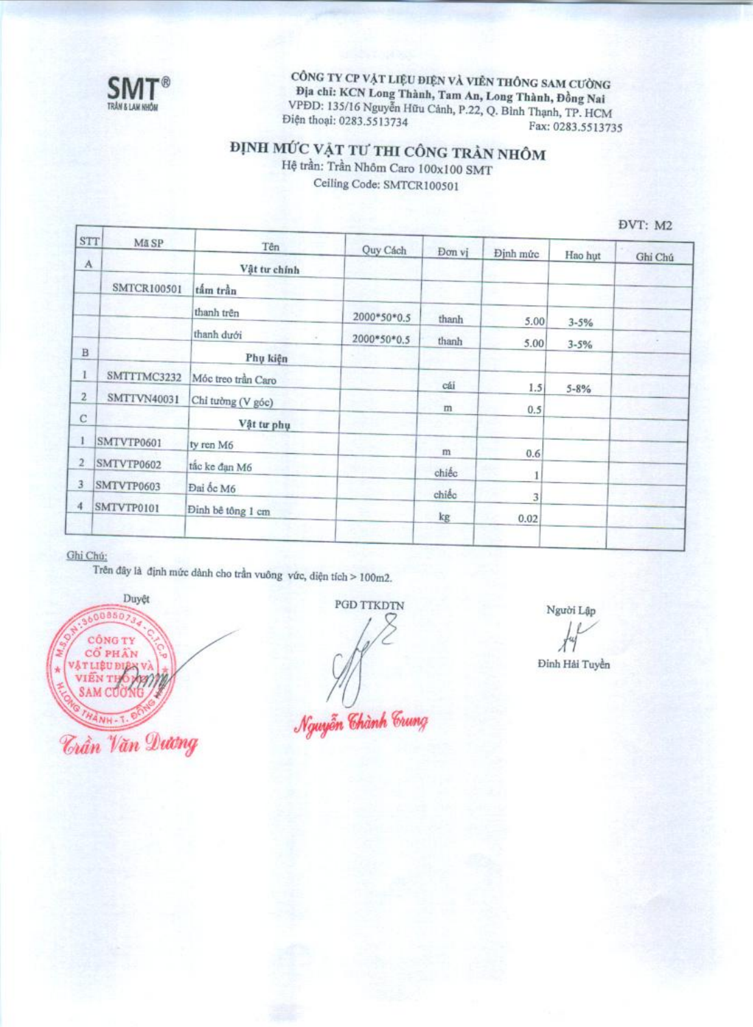SMT®
TRẦN & LAM NHÔM

**CÔNG TY CP VẬT LIỆU ĐIỆN VÀ VIỄN THÔNG SAM CƯỜNG**
**Địa chỉ: KCN Long Thành, Tam An, Long Thành, Đồng Nai**
VPĐD: 135/16 Nguyễn Hữu Cảnh, P.22, Q. Bình Thạnh, TP. HCM
Điện thoại: 0283.5513734 Fax: 0283.5513735

# ĐỊNH MỨC VẬT TƯ THI CÔNG TRẦN NHÔM

Hệ trần: Trần Nhôm Caro 100x100 SMT
Ceiling Code: SMTCR100501

ĐVT: M2

| STT | Mã SP | Tên | Quy Cách | Đơn vị | Định mức | Hao hụt | Ghi Chú |
|---|---|---|---|---|---|---|---|
| A | | **Vật tư chính** | | | | | |
| | SMTCR100501 | **tấm trần** | | | | | |
| | | thanh trên | 2000*50*0.5 | thanh | 5.00 | 3-5% | |
| | | thanh dưới | 2000*50*0.5 | thanh | 5.00 | 3-5% | |
| B | | **Phụ kiện** | | | | | |
| 1 | SMTTTMC3232 | Móc treo trần Caro | | cái | 1.5 | 5-8% | |
| 2 | SMTTVN40031 | Chỉ tường (V góc) | | m | 0.5 | | |
| C | | **Vật tư phụ** | | | | | |
| 1 | SMTVTP0601 | ty ren M6 | | m | 0.6 | | |
| 2 | SMTVTP0602 | tắc ke đạn M6 | | chiếc | 1 | | |
| 3 | SMTVTP0603 | Đai ốc M6 | | chiếc | 3 | | |
| 4 | SMTVTP0101 | Đinh bê tông 1 cm | | kg | 0.02 | | |
| | | | | | | | |

Ghi Chú:
Trên đây là định mức dành cho trần vuông vức, diện tích > 100m2.

| Duyệt | PGD TTKDTN | Người Lập |
|---|---|---|
| Trần Văn Dương | Nguyễn Thành Trung | Đinh Hải Tuyền |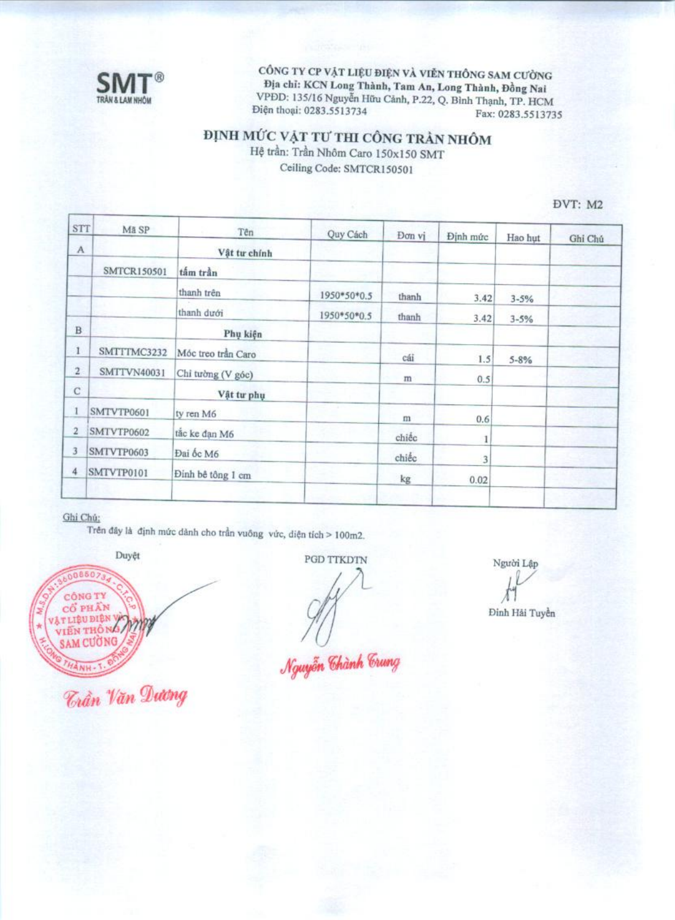**SMT®**
TRẦN & LAM NHÔM

**CÔNG TY CP VẬT LIỆU ĐIỆN VÀ VIỄN THÔNG SAM CƯỜNG**
**Địa chỉ: KCN Long Thành, Tam An, Long Thành, Đồng Nai**
VPĐD: 135/16 Nguyễn Hữu Cảnh, P.22, Q. Bình Thạnh, TP. HCM
Điện thoại: 0283.5513734 Fax: 0283.5513735

# ĐỊNH MỨC VẬT TƯ THI CÔNG TRẦN NHÔM

Hệ trần: Trần Nhôm Caro 150x150 SMT
Ceiling Code: SMTCR150501

ĐVT: M2

| STT | Mã SP | Tên | Quy Cách | Đơn vị | Định mức | Hao hụt | Ghi Chú |
|---|---|---|---|---|---|---|---|
| A | | **Vật tư chính** | | | | | |
| | SMTCR150501 | **tấm trần** | | | | | |
| | | thanh trên | 1950*50*0.5 | thanh | 3.42 | 3-5% | |
| | | thanh dưới | 1950*50*0.5 | thanh | 3.42 | 3-5% | |
| B | | **Phụ kiện** | | | | | |
| 1 | SMTTTMC3232 | Móc treo trần Caro | | cái | 1.5 | 5-8% | |
| 2 | SMTTVN40031 | Chỉ tường (V góc) | | m | 0.5 | | |
| C | | **Vật tư phụ** | | | | | |
| 1 | SMTVTP0601 | ty ren M6 | | m | 0.6 | | |
| 2 | SMTVTP0602 | tắc ke đạn M6 | | chiếc | 1 | | |
| 3 | SMTVTP0603 | Đai ốc M6 | | chiếc | 3 | | |
| 4 | SMTVTP0101 | Đinh bê tông 1 cm | | kg | 0.02 | | |
| | | | | | | | |

Ghi Chú:
Trên đây là định mức dành cho trần vuông vức, diện tích > 100m2.

| Duyệt | PGD TTKDTN | Người Lập |
|---|---|---|
| Trần Văn Dương | Nguyễn Thành Trung | Đinh Hải Tuyền |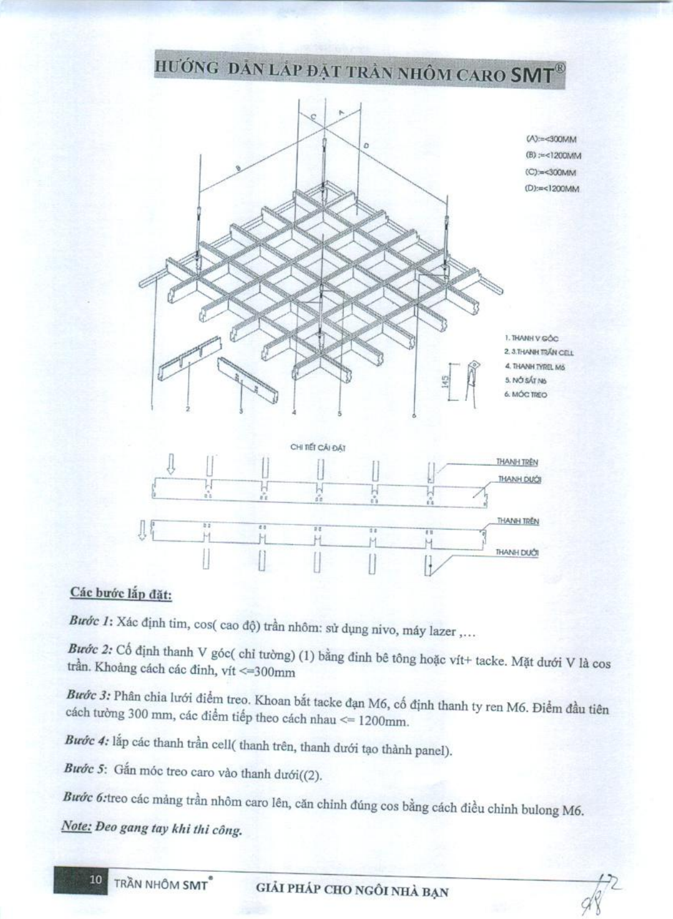# HƯỚNG DẪN LẮP ĐẶT TRẦN NHÔM CARO SMT®

(A):=<300MM

(B) :=<1200MM

(C):=<300MM

(D):=<1200MM

1. THANH V GÓC
2. 3.THANH TRẦN CELL
4. THANH TYREL M6
5. NỞ SẮT N6
6. MÓC TREO

145

CHI TIẾT CÀI ĐẶT

THANH TRÊN

THANH DƯỚI

THANH TRÊN

THANH DƯỚI

**Các bước lắp đặt:**

***Bước 1:*** Xác định tim, cos( cao độ) trần nhôm: sử dụng nivo, máy lazer ,…

***Bước 2:*** Cố định thanh V góc( chỉ tường) (1) bằng đinh bê tông hoặc vít+ tacke. Mặt dưới V là cos trần. Khoảng cách các đinh, vít <=300mm

***Bước 3:*** Phân chia lưới điểm treo. Khoan bắt tacke đạn M6, cố định thanh ty ren M6. Điểm đầu tiên cách tường 300 mm, các điểm tiếp theo cách nhau <= 1200mm.

***Bước 4:*** lắp các thanh trần cell( thanh trên, thanh dưới tạo thành panel).

***Bước 5:*** Gắn móc treo caro vào thanh dưới((2).

***Bước 6:***treo các mảng trần nhôm caro lên, căn chỉnh đúng cos bằng cách điều chỉnh bulong M6.

***Note:*** ***Đeo gang tay khi thi công.***